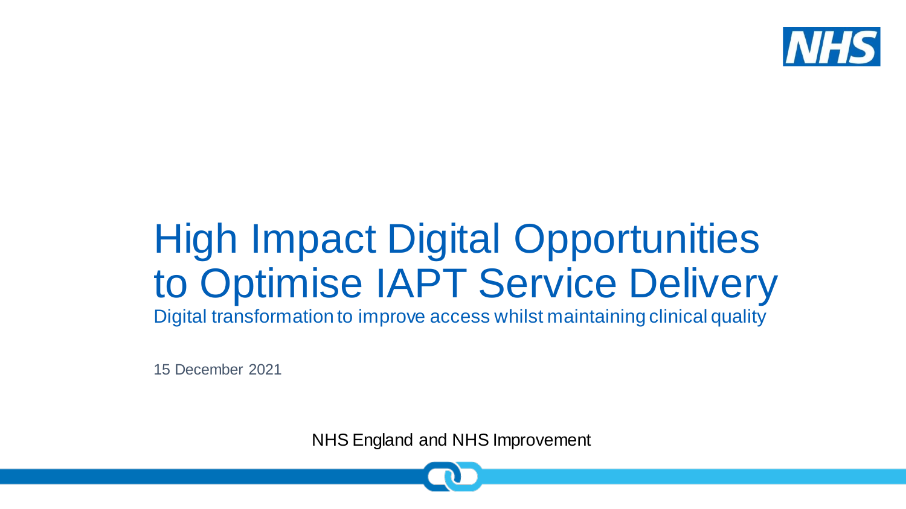# High Impact Digital Opportunities to Optimise IAPT Service Delivery

Digital transformation to improve access whilst maintaining clinical quality

15 December 2021

NHS England and NHS Improvement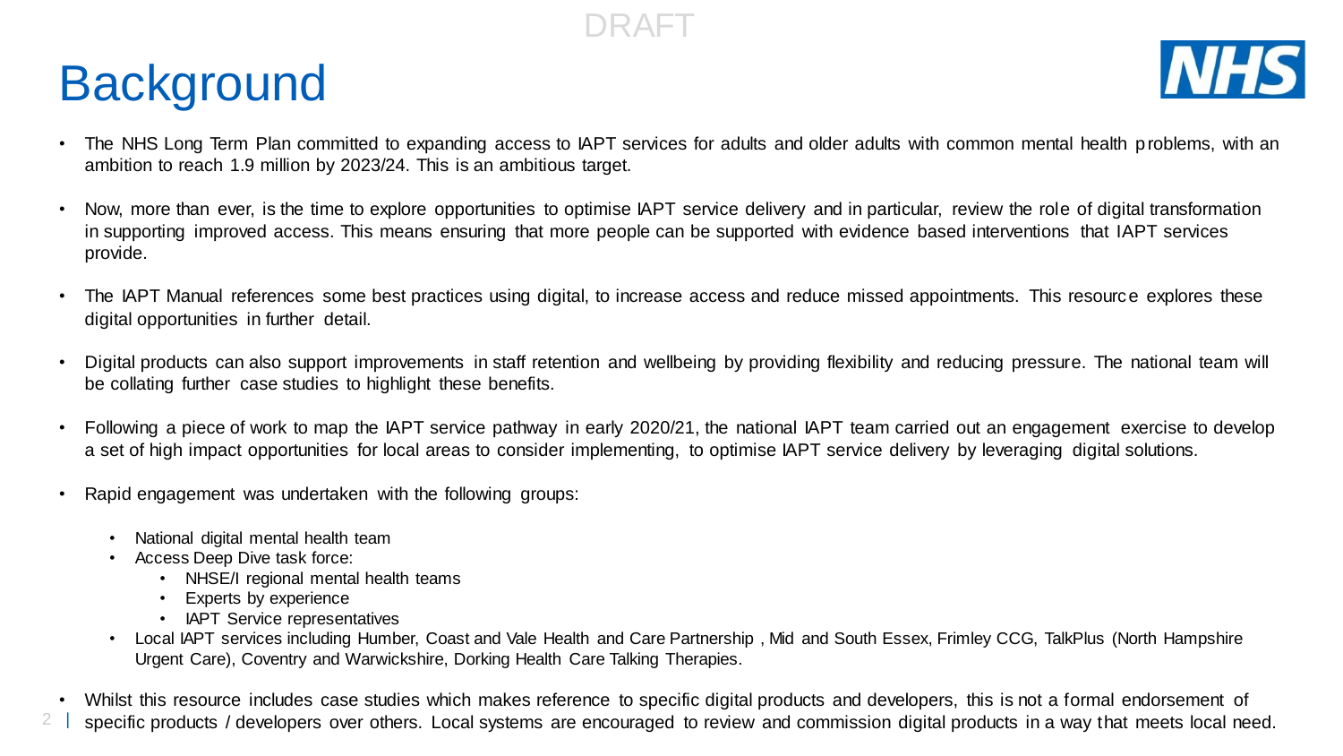DRAFT

# Background

- The NHS Long Term Plan committed to expanding access to IAPT services for adults and older adults with common mental health problems, with an ambition to reach 1.9 million by 2023/24. This is an ambitious target.

- Now, more than ever, is the time to explore opportunities to optimise IAPT service delivery and in particular, review the role of digital transformation in supporting improved access. This means ensuring that more people can be supported with evidence based interventions that IAPT services provide.

- The IAPT Manual references some best practices using digital, to increase access and reduce missed appointments. This resource explores these digital opportunities in further detail.

- Digital products can also support improvements in staff retention and wellbeing by providing flexibility and reducing pressure. The national team will be collating further case studies to highlight these benefits.

- Following a piece of work to map the IAPT service pathway in early 2020/21, the national IAPT team carried out an engagement exercise to develop a set of high impact opportunities for local areas to consider implementing, to optimise IAPT service delivery by leveraging digital solutions.

- Rapid engagement was undertaken with the following groups:

  - National digital mental health team
  - Access Deep Dive task force:
    - NHSE/I regional mental health teams
    - Experts by experience
    - IAPT Service representatives
  - Local IAPT services including Humber, Coast and Vale Health and Care Partnership , Mid and South Essex, Frimley CCG, TalkPlus (North Hampshire Urgent Care), Coventry and Warwickshire, Dorking Health Care Talking Therapies.

- Whilst this resource includes case studies which makes reference to specific digital products and developers, this is not a formal endorsement of specific products / developers over others. Local systems are encouraged to review and commission digital products in a way that meets local need.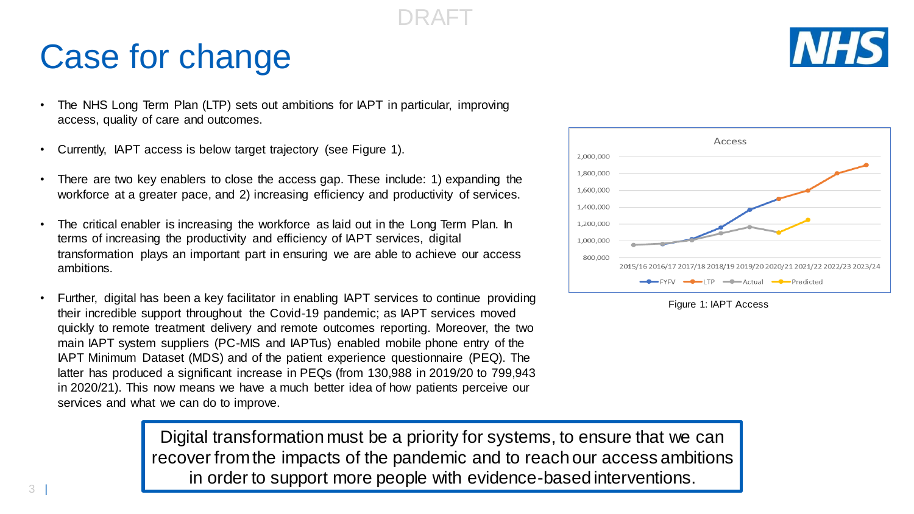DRAFT

# Case for change

- The NHS Long Term Plan (LTP) sets out ambitions for IAPT in particular, improving access, quality of care and outcomes.
- Currently, IAPT access is below target trajectory (see Figure 1).
- There are two key enablers to close the access gap. These include: 1) expanding the workforce at a greater pace, and 2) increasing efficiency and productivity of services.
- The critical enabler is increasing the workforce as laid out in the Long Term Plan. In terms of increasing the productivity and efficiency of IAPT services, digital transformation plays an important part in ensuring we are able to achieve our access ambitions.
- Further, digital has been a key facilitator in enabling IAPT services to continue providing their incredible support throughout the Covid-19 pandemic; as IAPT services moved quickly to remote treatment delivery and remote outcomes reporting. Moreover, the two main IAPT system suppliers (PC-MIS and IAPTus) enabled mobile phone entry of the IAPT Minimum Dataset (MDS) and of the patient experience questionnaire (PEQ). The latter has produced a significant increase in PEQs (from 130,988 in 2019/20 to 799,943 in 2020/21). This now means we have a much better idea of how patients perceive our services and what we can do to improve.

Figure 1: IAPT Access

**Digital transformation must be a priority for systems, to ensure that we can recover from the impacts of the pandemic and to reach our access ambitions in order to support more people with evidence-based interventions.**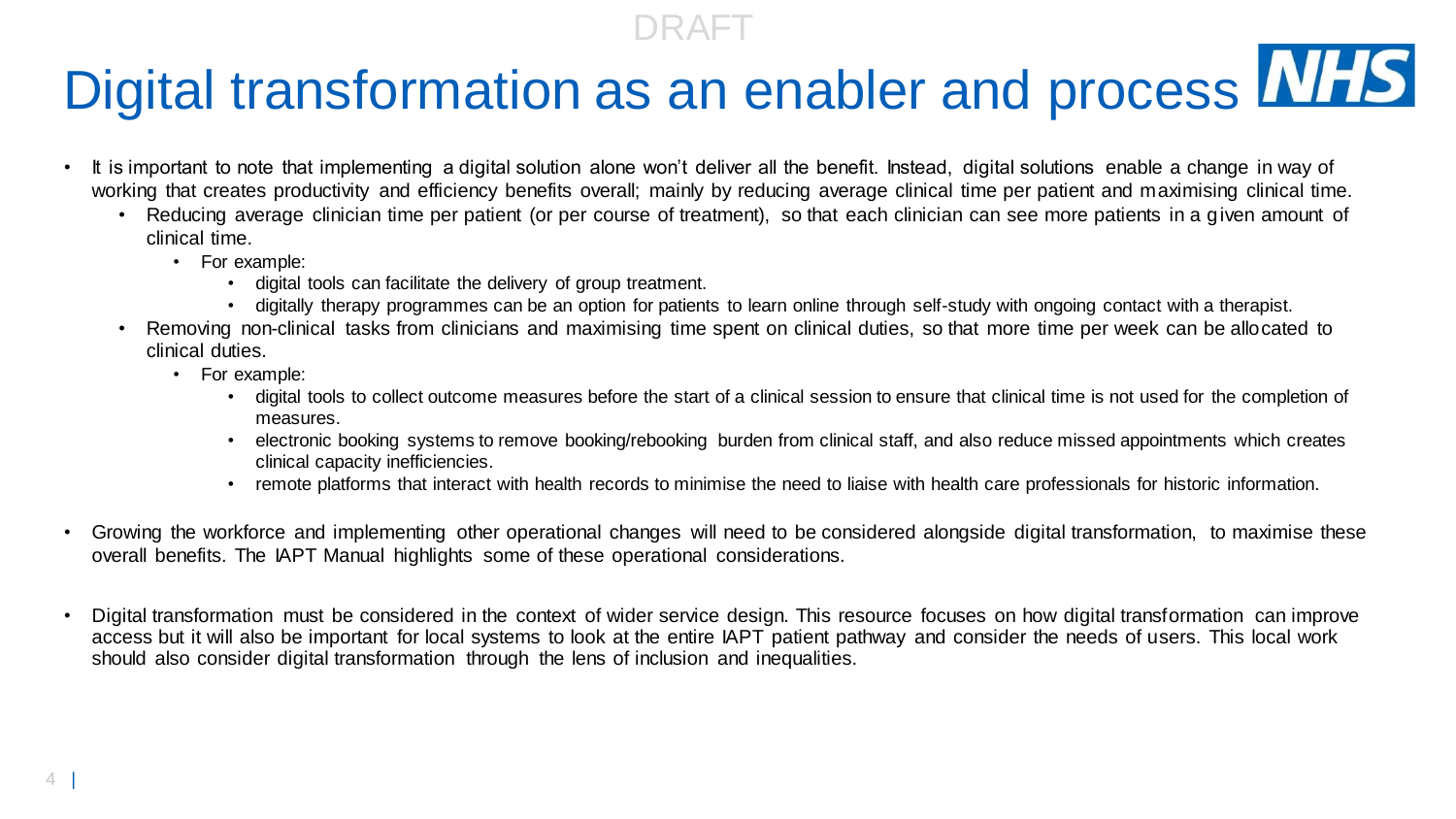DRAFT

# Digital transformation as an enabler and process

- It is important to note that implementing a digital solution alone won't deliver all the benefit. Instead, digital solutions enable a change in way of working that creates productivity and efficiency benefits overall; mainly by reducing average clinical time per patient and maximising clinical time.
  - Reducing average clinician time per patient (or per course of treatment), so that each clinician can see more patients in a given amount of clinical time.
    - For example:
      - digital tools can facilitate the delivery of group treatment.
      - digitally therapy programmes can be an option for patients to learn online through self-study with ongoing contact with a therapist.
  - Removing non-clinical tasks from clinicians and maximising time spent on clinical duties, so that more time per week can be allocated to clinical duties.
    - For example:
      - digital tools to collect outcome measures before the start of a clinical session to ensure that clinical time is not used for the completion of measures.
      - electronic booking systems to remove booking/rebooking burden from clinical staff, and also reduce missed appointments which creates clinical capacity inefficiencies.
      - remote platforms that interact with health records to minimise the need to liaise with health care professionals for historic information.
- Growing the workforce and implementing other operational changes will need to be considered alongside digital transformation, to maximise these overall benefits. The IAPT Manual highlights some of these operational considerations.
- Digital transformation must be considered in the context of wider service design. This resource focuses on how digital transformation can improve access but it will also be important for local systems to look at the entire IAPT patient pathway and consider the needs of users. This local work should also consider digital transformation through the lens of inclusion and inequalities.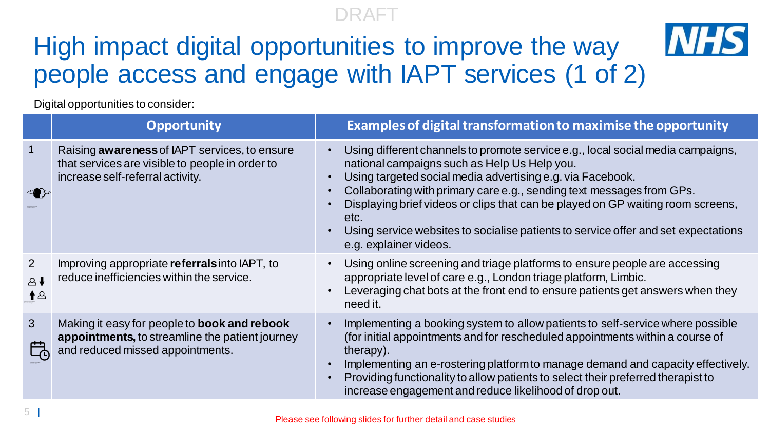DRAFT

# High impact digital opportunities to improve the way people access and engage with IAPT services (1 of 2)

Digital opportunities to consider:

| | Opportunity | Examples of digital transformation to maximise the opportunity |
|---|---|---|
| 1 | Raising **awareness** of IAPT services, to ensure that services are visible to people in order to increase self-referral activity. | • Using different channels to promote service e.g., local social media campaigns, national campaigns such as Help Us Help you.<br>• Using targeted social media advertising e.g. via Facebook.<br>• Collaborating with primary care e.g., sending text messages from GPs.<br>• Displaying brief videos or clips that can be played on GP waiting room screens, etc.<br>• Using service websites to socialise patients to service offer and set expectations e.g. explainer videos. |
| 2 | Improving appropriate **referrals** into IAPT, to reduce inefficiencies within the service. | • Using online screening and triage platforms to ensure people are accessing appropriate level of care e.g., London triage platform, Limbic.<br>• Leveraging chat bots at the front end to ensure patients get answers when they need it. |
| 3 | Making it easy for people to **book and rebook appointments,** to streamline the patient journey and reduced missed appointments. | • Implementing a booking system to allow patients to self-service where possible (for initial appointments and for rescheduled appointments within a course of therapy).<br>• Implementing an e-rostering platform to manage demand and capacity effectively.<br>• Providing functionality to allow patients to select their preferred therapist to increase engagement and reduce likelihood of drop out. |

Please see following slides for further detail and case studies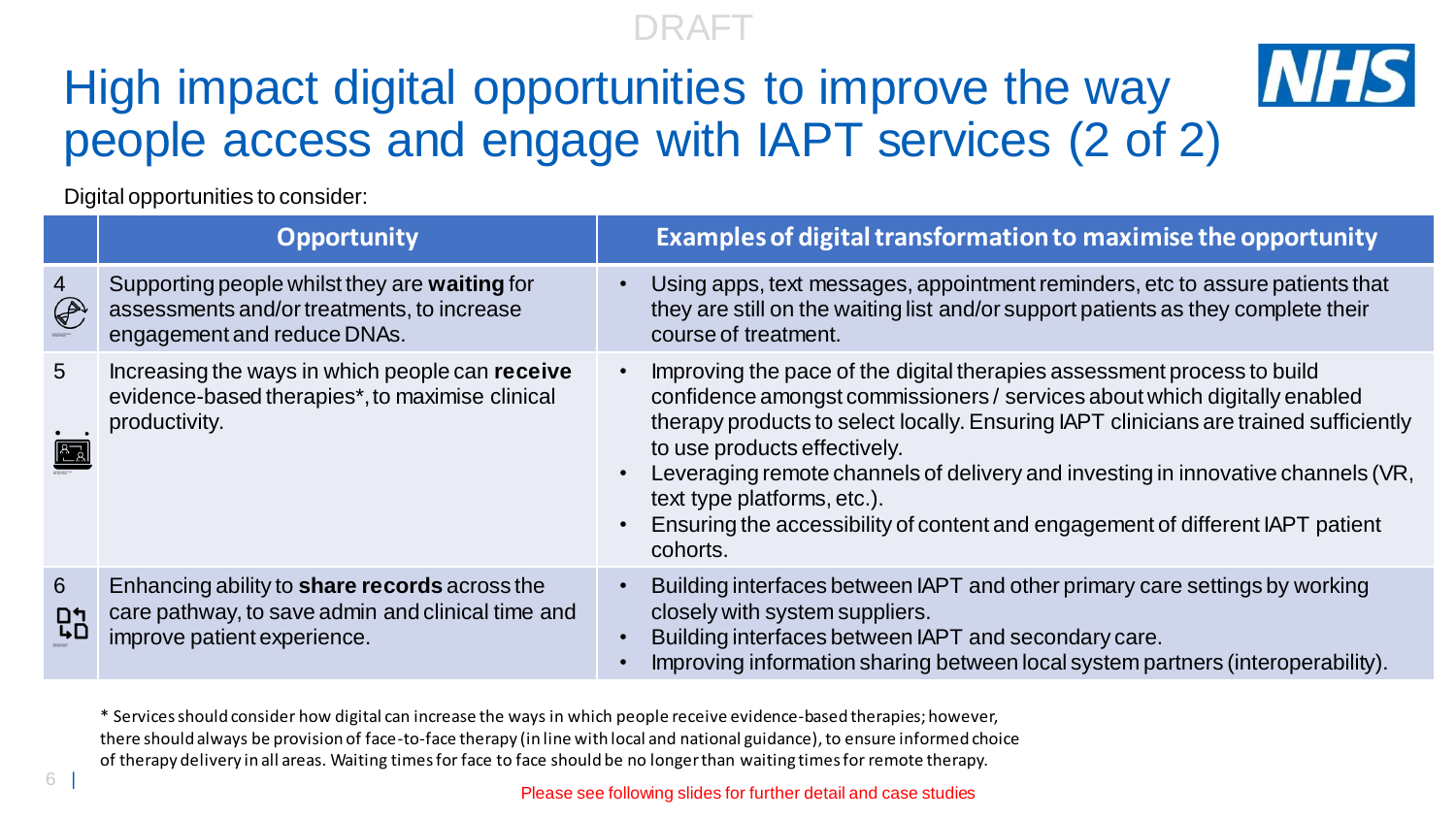DRAFT

# High impact digital opportunities to improve the way people access and engage with IAPT services (2 of 2)

Digital opportunities to consider:

| | Opportunity | Examples of digital transformation to maximise the opportunity |
|---|---|---|
| 4 | Supporting people whilst they are **waiting** for assessments and/or treatments, to increase engagement and reduce DNAs. | • Using apps, text messages, appointment reminders, etc to assure patients that they are still on the waiting list and/or support patients as they complete their course of treatment. |
| 5 | Increasing the ways in which people can **receive** evidence-based therapies*, to maximise clinical productivity. | • Improving the pace of the digital therapies assessment process to build confidence amongst commissioners / services about which digitally enabled therapy products to select locally. Ensuring IAPT clinicians are trained sufficiently to use products effectively.<br>• Leveraging remote channels of delivery and investing in innovative channels (VR, text type platforms, etc.).<br>• Ensuring the accessibility of content and engagement of different IAPT patient cohorts. |
| 6 | Enhancing ability to **share records** across the care pathway, to save admin and clinical time and improve patient experience. | • Building interfaces between IAPT and other primary care settings by working closely with system suppliers.<br>• Building interfaces between IAPT and secondary care.<br>• Improving information sharing between local system partners (interoperability). |

* Services should consider how digital can increase the ways in which people receive evidence-based therapies; however, there should always be provision of face-to-face therapy (in line with local and national guidance), to ensure informed choice of therapy delivery in all areas. Waiting times for face to face should be no longer than waiting times for remote therapy.

Please see following slides for further detail and case studies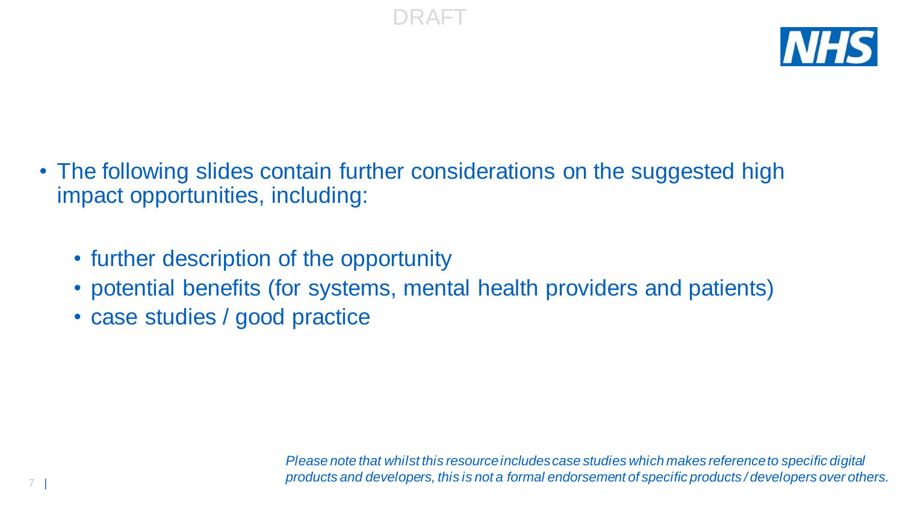- The following slides contain further considerations on the suggested high impact opportunities, including:
  - further description of the opportunity
  - potential benefits (for systems, mental health providers and patients)
  - case studies / good practice

*Please note that whilst this resource includes case studies which makes reference to specific digital products and developers, this is not a formal endorsement of specific products / developers over others.*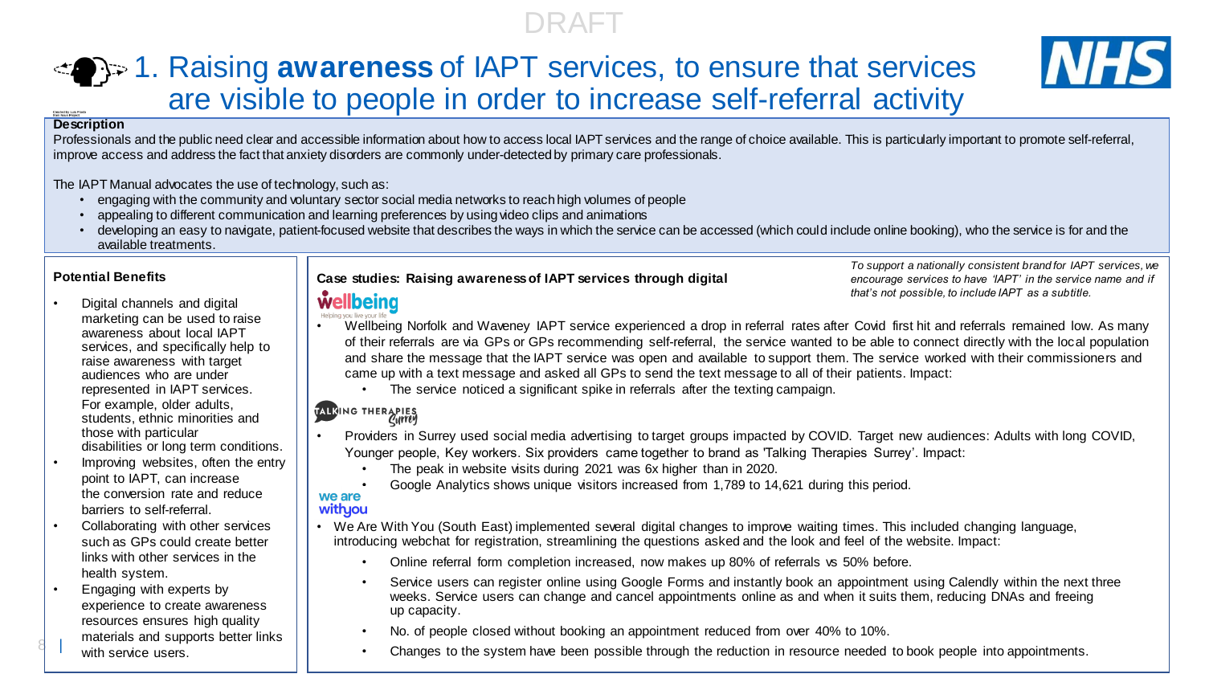DRAFT

# 1. Raising **awareness** of IAPT services, to ensure that services are visible to people in order to increase self-referral activity

**Description**

Professionals and the public need clear and accessible information about how to access local IAPT services and the range of choice available. This is particularly important to promote self-referral, improve access and address the fact that anxiety disorders are commonly under-detected by primary care professionals.

The IAPT Manual advocates the use of technology, such as:

- engaging with the community and voluntary sector social media networks to reach high volumes of people
- appealing to different communication and learning preferences by using video clips and animations
- developing an easy to navigate, patient-focused website that describes the ways in which the service can be accessed (which could include online booking), who the service is for and the available treatments.

**Potential Benefits**

- Digital channels and digital marketing can be used to raise awareness about local IAPT services, and specifically help to raise awareness with target audiences who are under represented in IAPT services. For example, older adults, students, ethnic minorities and those with particular disabilities or long term conditions.
- Improving websites, often the entry point to IAPT, can increase the conversion rate and reduce barriers to self-referral.
- Collaborating with other services such as GPs could create better links with other services in the health system.
- Engaging with experts by experience to create awareness resources ensures high quality materials and supports better links with service users.

**Case studies: Raising awareness of IAPT services through digital**

*To support a nationally consistent brand for IAPT services, we encourage services to have 'IAPT' in the service name and if that's not possible, to include IAPT as a subtitle.*

wellbeing – Helping you live your life

- Wellbeing Norfolk and Waveney IAPT service experienced a drop in referral rates after Covid first hit and referrals remained low. As many of their referrals are via GPs or GPs recommending self-referral, the service wanted to be able to connect directly with the local population and share the message that the IAPT service was open and available to support them. The service worked with their commissioners and came up with a text message and asked all GPs to send the text message to all of their patients. Impact:
  - The service noticed a significant spike in referrals after the texting campaign.

TALKING THERAPIES Surrey

- Providers in Surrey used social media advertising to target groups impacted by COVID. Target new audiences: Adults with long COVID, Younger people, Key workers. Six providers came together to brand as 'Talking Therapies Surrey'. Impact:
  - The peak in website visits during 2021 was 6x higher than in 2020.
  - Google Analytics shows unique visitors increased from 1,789 to 14,621 during this period.

we are withyou

- We Are With You (South East) implemented several digital changes to improve waiting times. This included changing language, introducing webchat for registration, streamlining the questions asked and the look and feel of the website. Impact:
  - Online referral form completion increased, now makes up 80% of referrals vs 50% before.
  - Service users can register online using Google Forms and instantly book an appointment using Calendly within the next three weeks. Service users can change and cancel appointments online as and when it suits them, reducing DNAs and freeing up capacity.
  - No. of people closed without booking an appointment reduced from over 40% to 10%.
  - Changes to the system have been possible through the reduction in resource needed to book people into appointments.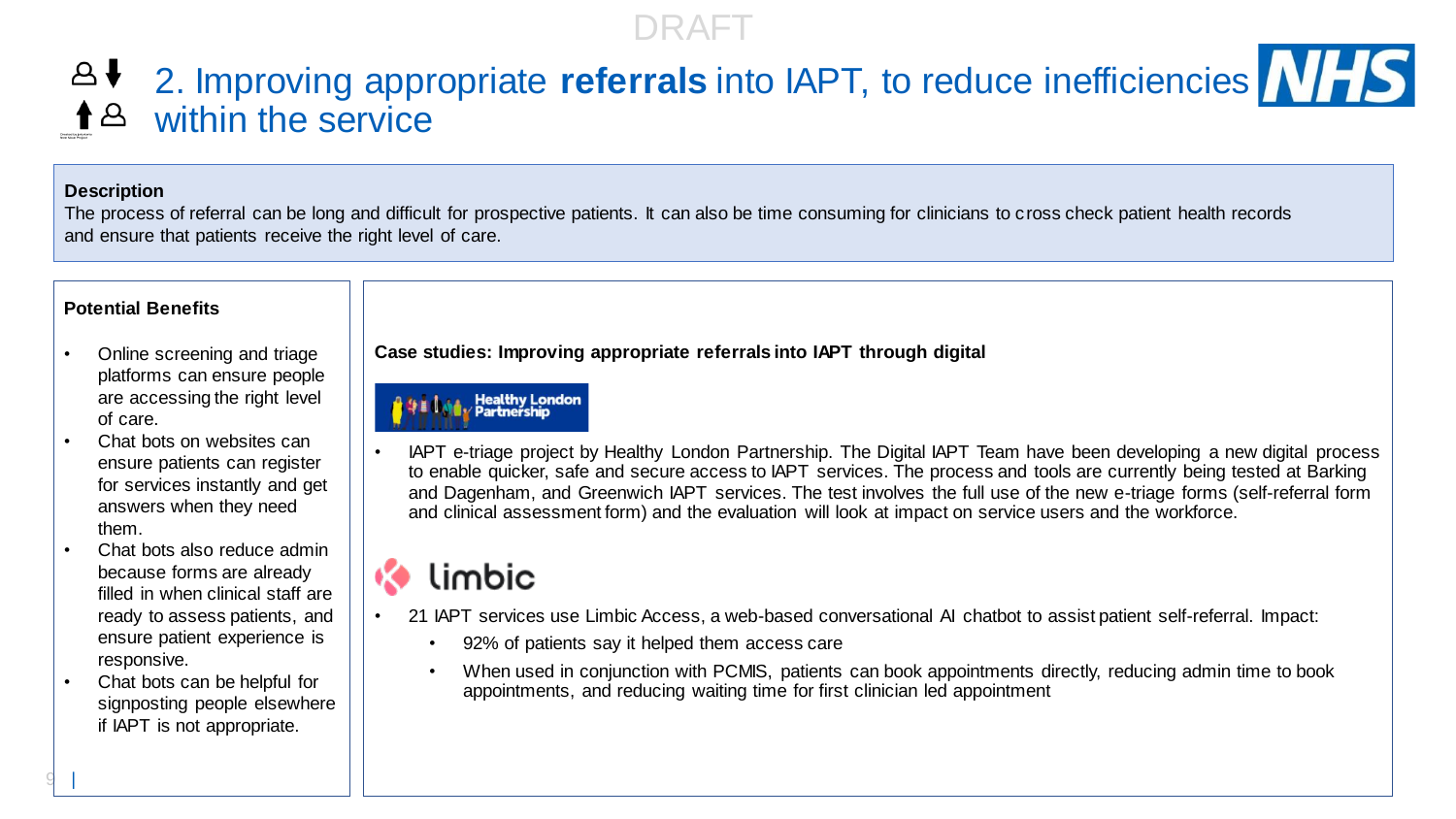DRAFT

# 2. Improving appropriate **referrals** into IAPT, to reduce inefficiencies within the service

**Description**

The process of referral can be long and difficult for prospective patients. It can also be time consuming for clinicians to cross check patient health records and ensure that patients receive the right level of care.

**Potential Benefits**

- Online screening and triage platforms can ensure people are accessing the right level of care.
- Chat bots on websites can ensure patients can register for services instantly and get answers when they need them.
- Chat bots also reduce admin because forms are already filled in when clinical staff are ready to assess patients, and ensure patient experience is responsive.
- Chat bots can be helpful for signposting people elsewhere if IAPT is not appropriate.

**Case studies: Improving appropriate referrals into IAPT through digital**

Healthy London Partnership

- IAPT e-triage project by Healthy London Partnership. The Digital IAPT Team have been developing a new digital process to enable quicker, safe and secure access to IAPT services. The process and tools are currently being tested at Barking and Dagenham, and Greenwich IAPT services. The test involves the full use of the new e-triage forms (self-referral form and clinical assessment form) and the evaluation will look at impact on service users and the workforce.

limbic

- 21 IAPT services use Limbic Access, a web-based conversational AI chatbot to assist patient self-referral. Impact:
  - 92% of patients say it helped them access care
  - When used in conjunction with PCMIS, patients can book appointments directly, reducing admin time to book appointments, and reducing waiting time for first clinician led appointment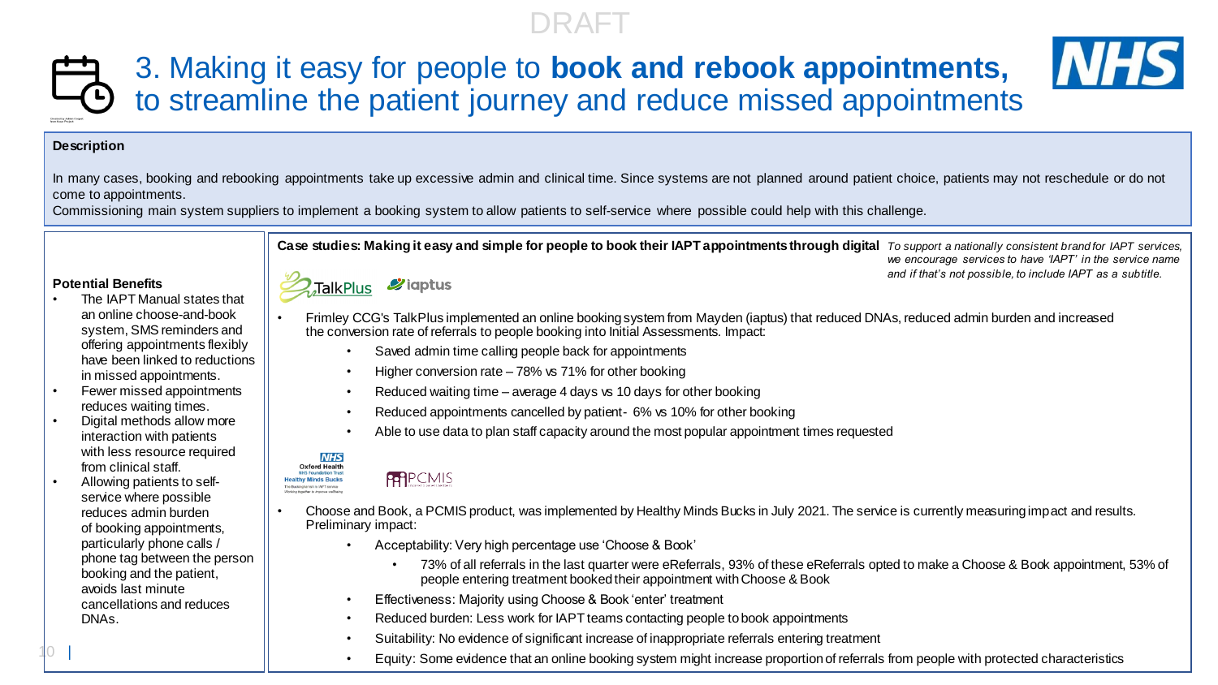DRAFT

# 3. Making it easy for people to **book and rebook appointments,** to streamline the patient journey and reduce missed appointments

**Description**

In many cases, booking and rebooking appointments take up excessive admin and clinical time. Since systems are not planned around patient choice, patients may not reschedule or do not come to appointments.

Commissioning main system suppliers to implement a booking system to allow patients to self-service where possible could help with this challenge.

**Potential Benefits**

- The IAPT Manual states that an online choose-and-book system, SMS reminders and offering appointments flexibly have been linked to reductions in missed appointments.
- Fewer missed appointments reduces waiting times.
- Digital methods allow more interaction with patients with less resource required from clinical staff.
- Allowing patients to self-service where possible reduces admin burden of booking appointments, particularly phone calls / phone tag between the person booking and the patient, avoids last minute cancellations and reduces DNAs.

**Case studies: Making it easy and simple for people to book their IAPT appointments through digital**

*To support a nationally consistent brand for IAPT services, we encourage services to have 'IAPT' in the service name and if that's not possible, to include IAPT as a subtitle.*

TalkPlus · iaptus

- Frimley CCG's TalkPlus implemented an online booking system from Mayden (iaptus) that reduced DNAs, reduced admin burden and increased the conversion rate of referrals to people booking into Initial Assessments. Impact:
  - Saved admin time calling people back for appointments
  - Higher conversion rate – 78% vs 71% for other booking
  - Reduced waiting time – average 4 days vs 10 days for other booking
  - Reduced appointments cancelled by patient- 6% vs 10% for other booking
  - Able to use data to plan staff capacity around the most popular appointment times requested

NHS Oxford Health NHS Foundation Trust – Healthy Minds Bucks · PCMIS

- Choose and Book, a PCMIS product, was implemented by Healthy Minds Bucks in July 2021. The service is currently measuring impact and results. Preliminary impact:
  - Acceptability: Very high percentage use 'Choose & Book'
    - 73% of all referrals in the last quarter were eReferrals, 93% of these eReferrals opted to make a Choose & Book appointment, 53% of people entering treatment booked their appointment with Choose & Book
  - Effectiveness: Majority using Choose & Book 'enter' treatment
  - Reduced burden: Less work for IAPT teams contacting people to book appointments
  - Suitability: No evidence of significant increase of inappropriate referrals entering treatment
  - Equity: Some evidence that an online booking system might increase proportion of referrals from people with protected characteristics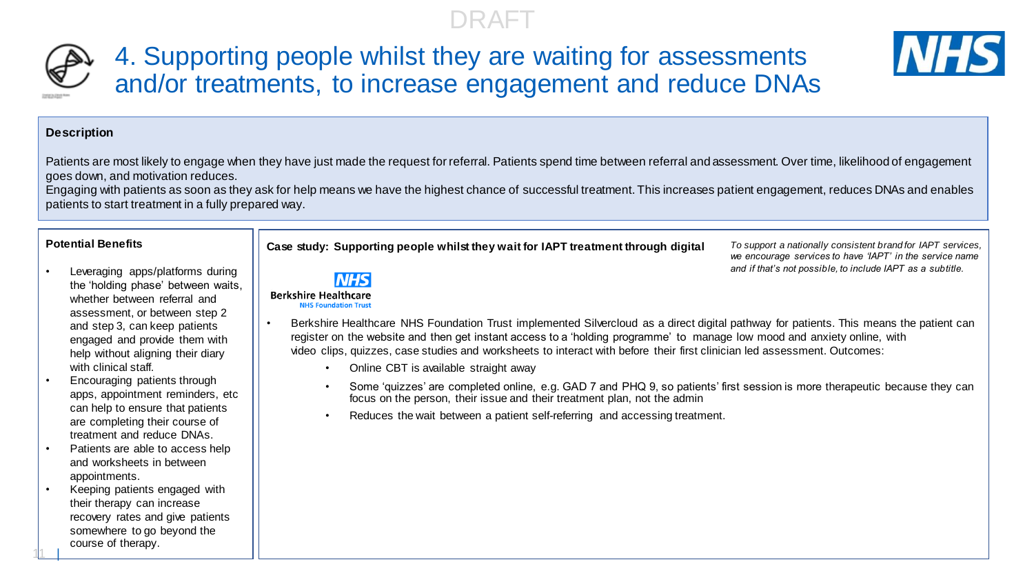DRAFT

# 4. Supporting people whilst they are waiting for assessments and/or treatments, to increase engagement and reduce DNAs

**Description**

Patients are most likely to engage when they have just made the request for referral. Patients spend time between referral and assessment. Over time, likelihood of engagement goes down, and motivation reduces.
Engaging with patients as soon as they ask for help means we have the highest chance of successful treatment. This increases patient engagement, reduces DNAs and enables patients to start treatment in a fully prepared way.

**Potential Benefits**

- Leveraging apps/platforms during the 'holding phase' between waits, whether between referral and assessment, or between step 2 and step 3, can keep patients engaged and provide them with help without aligning their diary with clinical staff.
- Encouraging patients through apps, appointment reminders, etc can help to ensure that patients are completing their course of treatment and reduce DNAs.
- Patients are able to access help and worksheets in between appointments.
- Keeping patients engaged with their therapy can increase recovery rates and give patients somewhere to go beyond the course of therapy.

**Case study: Supporting people whilst they wait for IAPT treatment through digital**

*To support a nationally consistent brand for IAPT services, we encourage services to have 'IAPT' in the service name and if that's not possible, to include IAPT as a subtitle.*

NHS Berkshire Healthcare NHS Foundation Trust

- Berkshire Healthcare NHS Foundation Trust implemented Silvercloud as a direct digital pathway for patients. This means the patient can register on the website and then get instant access to a 'holding programme' to manage low mood and anxiety online, with video clips, quizzes, case studies and worksheets to interact with before their first clinician led assessment. Outcomes:
  - Online CBT is available straight away
  - Some 'quizzes' are completed online, e.g. GAD 7 and PHQ 9, so patients' first session is more therapeutic because they can focus on the person, their issue and their treatment plan, not the admin
  - Reduces the wait between a patient self-referring and accessing treatment.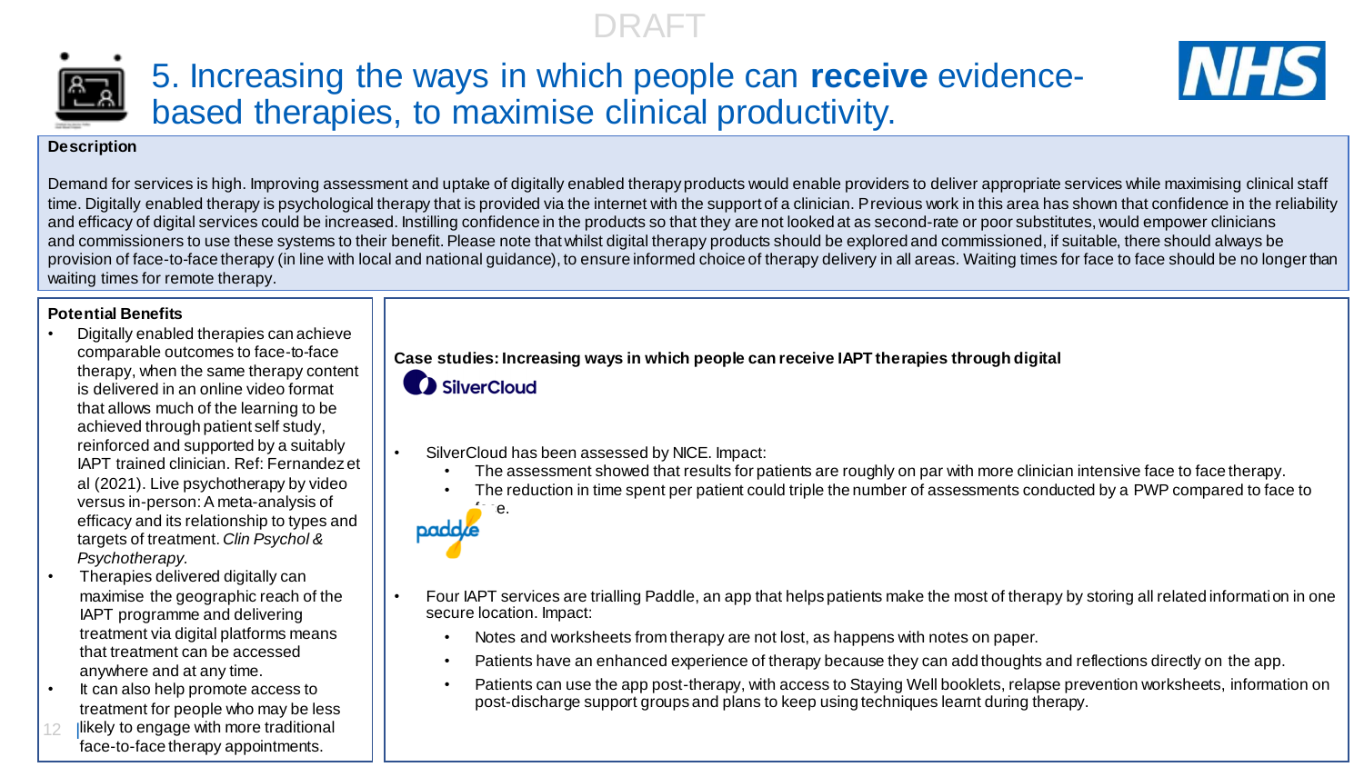DRAFT

# 5. Increasing the ways in which people can **receive** evidence-based therapies, to maximise clinical productivity.

**Description**

Demand for services is high. Improving assessment and uptake of digitally enabled therapy products would enable providers to deliver appropriate services while maximising clinical staff time. Digitally enabled therapy is psychological therapy that is provided via the internet with the support of a clinician. Previous work in this area has shown that confidence in the reliability and efficacy of digital services could be increased. Instilling confidence in the products so that they are not looked at as second-rate or poor substitutes, would empower clinicians and commissioners to use these systems to their benefit. Please note that whilst digital therapy products should be explored and commissioned, if suitable, there should always be provision of face-to-face therapy (in line with local and national guidance), to ensure informed choice of therapy delivery in all areas. Waiting times for face to face should be no longer than waiting times for remote therapy.

**Potential Benefits**

- Digitally enabled therapies can achieve comparable outcomes to face-to-face therapy, when the same therapy content is delivered in an online video format that allows much of the learning to be achieved through patient self study, reinforced and supported by a suitably IAPT trained clinician. Ref: Fernandez et al (2021). Live psychotherapy by video versus in-person: A meta-analysis of efficacy and its relationship to types and targets of treatment. *Clin Psychol & Psychotherapy*.
- Therapies delivered digitally can maximise the geographic reach of the IAPT programme and delivering treatment via digital platforms means that treatment can be accessed anywhere and at any time.
- It can also help promote access to treatment for people who may be less likely to engage with more traditional face-to-face therapy appointments.

**Case studies: Increasing ways in which people can receive IAPT therapies through digital**

SilverCloud

- SilverCloud has been assessed by NICE. Impact:
  - The assessment showed that results for patients are roughly on par with more clinician intensive face to face therapy.
  - The reduction in time spent per patient could triple the number of assessments conducted by a PWP compared to face to face.

paddle

- Four IAPT services are trialling Paddle, an app that helps patients make the most of therapy by storing all related information in one secure location. Impact:
  - Notes and worksheets from therapy are not lost, as happens with notes on paper.
  - Patients have an enhanced experience of therapy because they can add thoughts and reflections directly on the app.
  - Patients can use the app post-therapy, with access to Staying Well booklets, relapse prevention worksheets, information on post-discharge support groups and plans to keep using techniques learnt during therapy.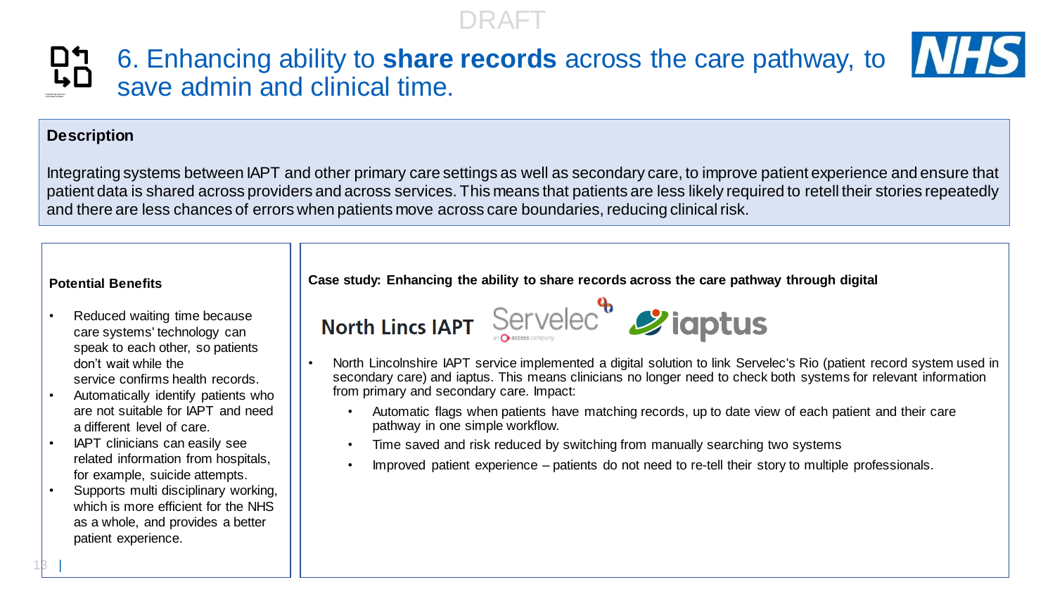DRAFT

# 6. Enhancing ability to **share records** across the care pathway, to save admin and clinical time.

## Description

Integrating systems between IAPT and other primary care settings as well as secondary care, to improve patient experience and ensure that patient data is shared across providers and across services. This means that patients are less likely required to retell their stories repeatedly and there are less chances of errors when patients move across care boundaries, reducing clinical risk.

### Potential Benefits

- Reduced waiting time because care systems' technology can speak to each other, so patients don't wait while the service confirms health records.
- Automatically identify patients who are not suitable for IAPT and need a different level of care.
- IAPT clinicians can easily see related information from hospitals, for example, suicide attempts.
- Supports multi disciplinary working, which is more efficient for the NHS as a whole, and provides a better patient experience.

### Case study: Enhancing the ability to share records across the care pathway through digital

North Lincs IAPT    Servelec    iaptus

- North Lincolnshire IAPT service implemented a digital solution to link Servelec's Rio (patient record system used in secondary care) and iaptus. This means clinicians no longer need to check both systems for relevant information from primary and secondary care. Impact:
  - Automatic flags when patients have matching records, up to date view of each patient and their care pathway in one simple workflow.
  - Time saved and risk reduced by switching from manually searching two systems
  - Improved patient experience – patients do not need to re-tell their story to multiple professionals.